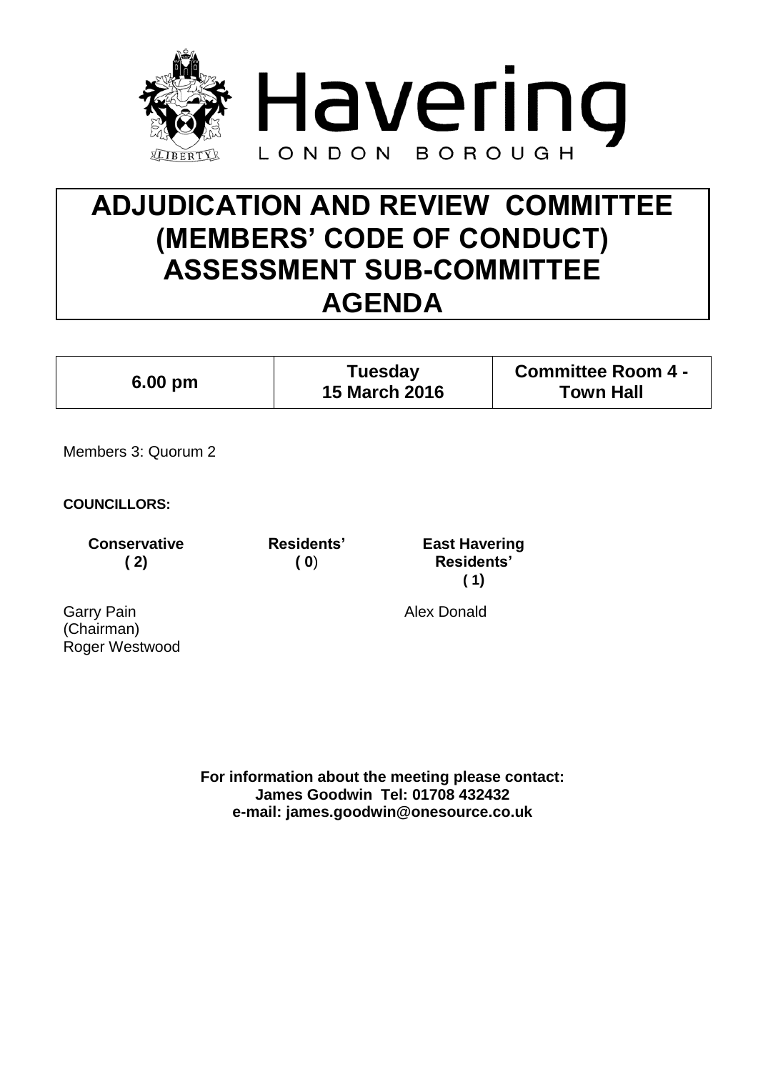Havering

LONDON BOROUGH

# ADJUDICATION AND REVIEW COMMITTEE (MEMBERS' CODE OF CONDUCT) ASSESSMENT SUB-COMMITTEE AGENDA

| 6.00 pm | Tuesday 15 March 2016 | Committee Room 4 - Town Hall |
|---|---|---|

Members 3: Quorum 2

**COUNCILLORS:**

| **Conservative (2)** | **Residents' (0)** | **East Havering Residents' (1)** |
|---|---|---|
| Garry Pain (Chairman) | | Alex Donald |
| Roger Westwood | | |

**For information about the meeting please contact:**
**James Goodwin Tel: 01708 432432**
**e-mail: james.goodwin@onesource.co.uk**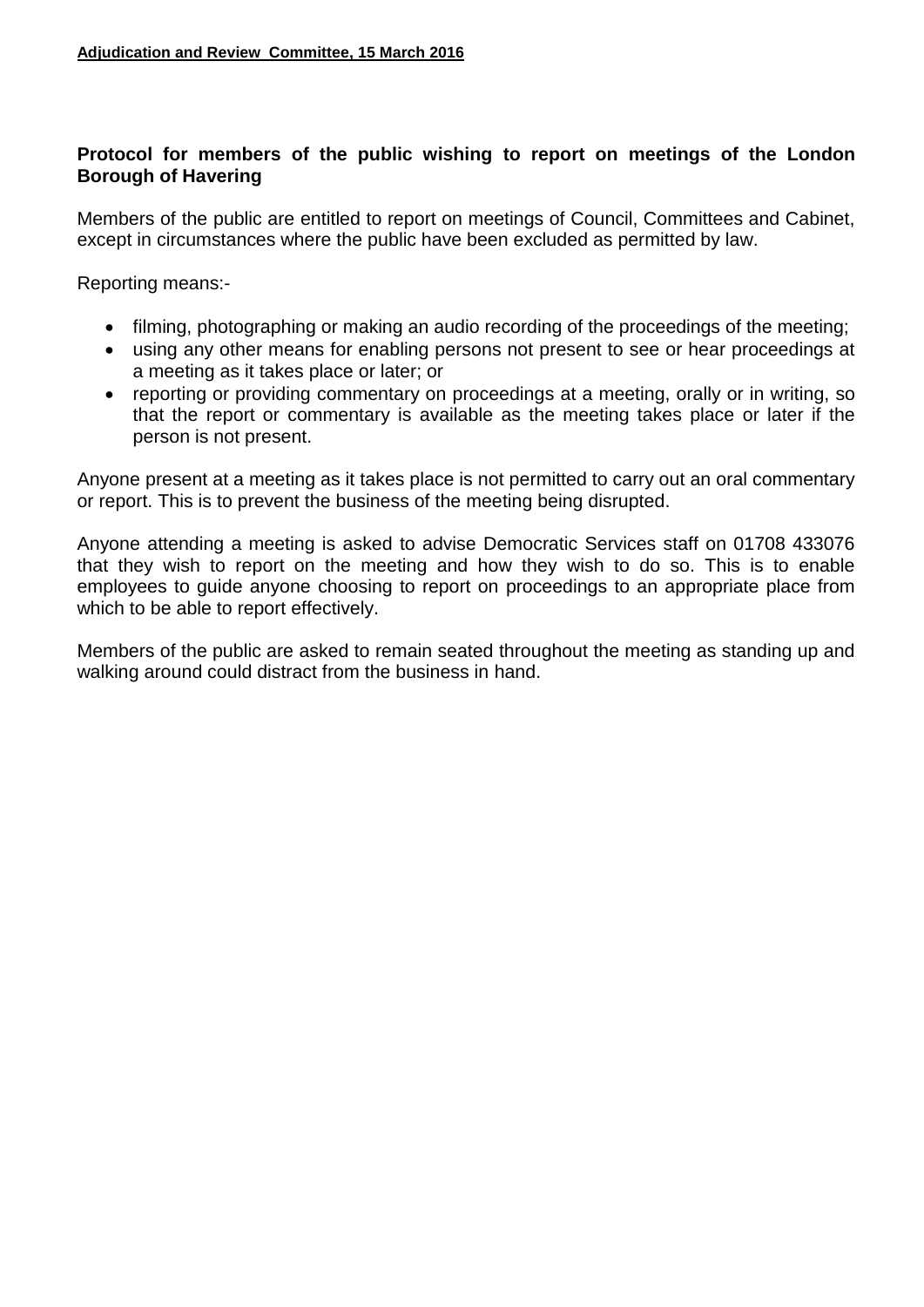**Protocol for members of the public wishing to report on meetings of the London Borough of Havering**

Members of the public are entitled to report on meetings of Council, Committees and Cabinet, except in circumstances where the public have been excluded as permitted by law.

Reporting means:-

- filming, photographing or making an audio recording of the proceedings of the meeting;
- using any other means for enabling persons not present to see or hear proceedings at a meeting as it takes place or later; or
- reporting or providing commentary on proceedings at a meeting, orally or in writing, so that the report or commentary is available as the meeting takes place or later if the person is not present.

Anyone present at a meeting as it takes place is not permitted to carry out an oral commentary or report. This is to prevent the business of the meeting being disrupted.

Anyone attending a meeting is asked to advise Democratic Services staff on 01708 433076 that they wish to report on the meeting and how they wish to do so. This is to enable employees to guide anyone choosing to report on proceedings to an appropriate place from which to be able to report effectively.

Members of the public are asked to remain seated throughout the meeting as standing up and walking around could distract from the business in hand.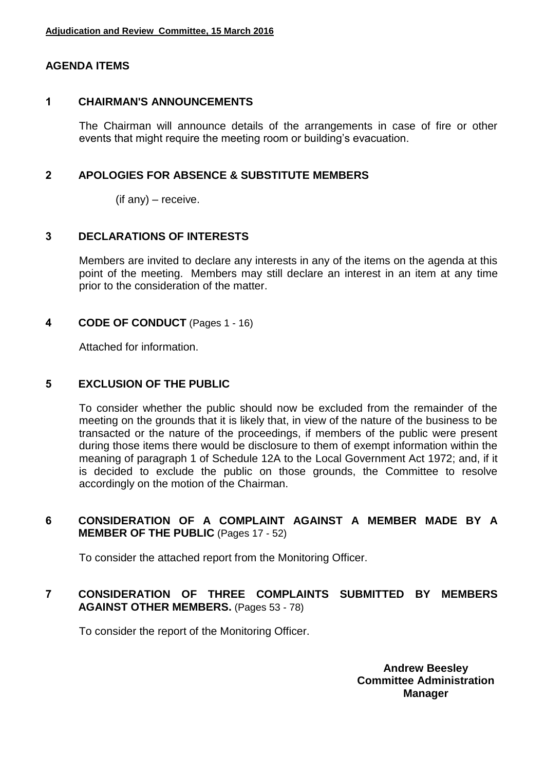## AGENDA ITEMS

### 1 CHAIRMAN'S ANNOUNCEMENTS

The Chairman will announce details of the arrangements in case of fire or other events that might require the meeting room or building's evacuation.

### 2 APOLOGIES FOR ABSENCE & SUBSTITUTE MEMBERS

(if any) – receive.

### 3 DECLARATIONS OF INTERESTS

Members are invited to declare any interests in any of the items on the agenda at this point of the meeting. Members may still declare an interest in an item at any time prior to the consideration of the matter.

### 4 CODE OF CONDUCT (Pages 1 - 16)

Attached for information.

### 5 EXCLUSION OF THE PUBLIC

To consider whether the public should now be excluded from the remainder of the meeting on the grounds that it is likely that, in view of the nature of the business to be transacted or the nature of the proceedings, if members of the public were present during those items there would be disclosure to them of exempt information within the meaning of paragraph 1 of Schedule 12A to the Local Government Act 1972; and, if it is decided to exclude the public on those grounds, the Committee to resolve accordingly on the motion of the Chairman.

### 6 CONSIDERATION OF A COMPLAINT AGAINST A MEMBER MADE BY A MEMBER OF THE PUBLIC (Pages 17 - 52)

To consider the attached report from the Monitoring Officer.

### 7 CONSIDERATION OF THREE COMPLAINTS SUBMITTED BY MEMBERS AGAINST OTHER MEMBERS. (Pages 53 - 78)

To consider the report of the Monitoring Officer.

**Andrew Beesley**
**Committee Administration Manager**